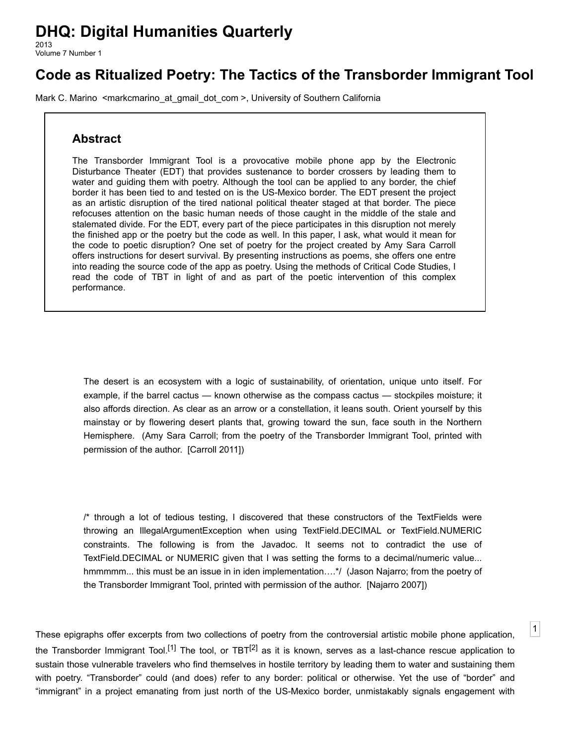# DHQ: Digital Humanities Quarterly

2013
Volume 7 Number 1

## Code as Ritualized Poetry: The Tactics of the Transborder Immigrant Tool

Mark C. Marino <markcmarino_at_gmail_dot_com >, University of Southern California

### Abstract

The Transborder Immigrant Tool is a provocative mobile phone app by the Electronic Disturbance Theater (EDT) that provides sustenance to border crossers by leading them to water and guiding them with poetry. Although the tool can be applied to any border, the chief border it has been tied to and tested on is the US-Mexico border. The EDT present the project as an artistic disruption of the tired national political theater staged at that border. The piece refocuses attention on the basic human needs of those caught in the middle of the stale and stalemated divide. For the EDT, every part of the piece participates in this disruption not merely the finished app or the poetry but the code as well. In this paper, I ask, what would it mean for the code to poetic disruption? One set of poetry for the project created by Amy Sara Carroll offers instructions for desert survival. By presenting instructions as poems, she offers one entre into reading the source code of the app as poetry. Using the methods of Critical Code Studies, I read the code of TBT in light of and as part of the poetic intervention of this complex performance.

> The desert is an ecosystem with a logic of sustainability, of orientation, unique unto itself. For example, if the barrel cactus — known otherwise as the compass cactus — stockpiles moisture; it also affords direction. As clear as an arrow or a constellation, it leans south. Orient yourself by this mainstay or by flowering desert plants that, growing toward the sun, face south in the Northern Hemisphere. (Amy Sara Carroll; from the poetry of the Transborder Immigrant Tool, printed with permission of the author. [Carroll 2011])

> /* through a lot of tedious testing, I discovered that these constructors of the TextFields were throwing an IllegalArgumentException when using TextField.DECIMAL or TextField.NUMERIC constraints. The following is from the Javadoc. It seems not to contradict the use of TextField.DECIMAL or NUMERIC given that I was setting the forms to a decimal/numeric value... hmmmmm... this must be an issue in in iden implementation….*/ (Jason Najarro; from the poetry of the Transborder Immigrant Tool, printed with permission of the author. [Najarro 2007])

1

These epigraphs offer excerpts from two collections of poetry from the controversial artistic mobile phone application, the Transborder Immigrant Tool.[1] The tool, or TBT[2] as it is known, serves as a last-chance rescue application to sustain those vulnerable travelers who find themselves in hostile territory by leading them to water and sustaining them with poetry. “Transborder” could (and does) refer to any border: political or otherwise. Yet the use of “border” and “immigrant” in a project emanating from just north of the US-Mexico border, unmistakably signals engagement with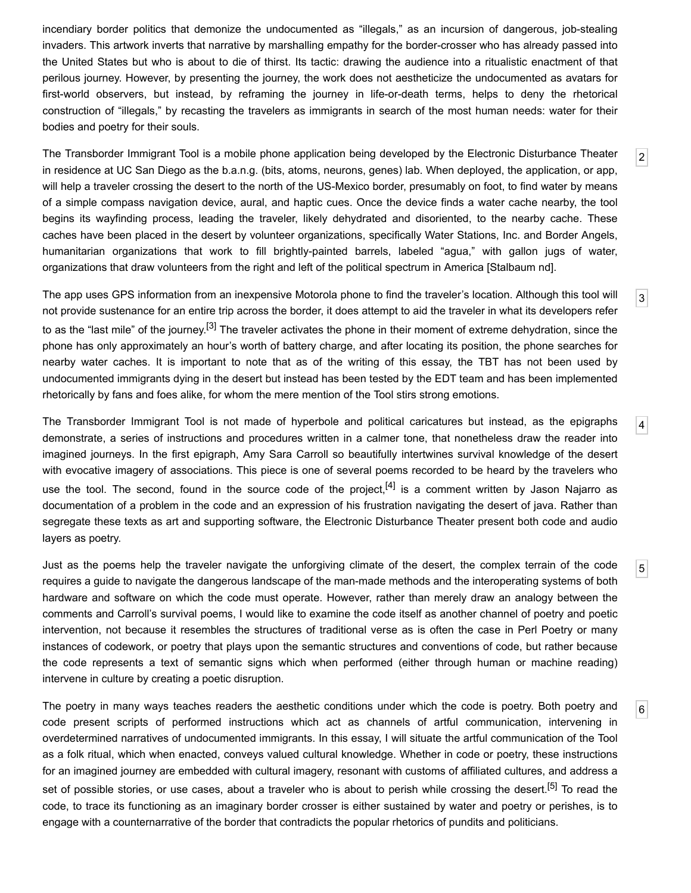incendiary border politics that demonize the undocumented as “illegals,” as an incursion of dangerous, job-stealing invaders. This artwork inverts that narrative by marshalling empathy for the border-crosser who has already passed into the United States but who is about to die of thirst. Its tactic: drawing the audience into a ritualistic enactment of that perilous journey. However, by presenting the journey, the work does not aestheticize the undocumented as avatars for first-world observers, but instead, by reframing the journey in life-or-death terms, helps to deny the rhetorical construction of “illegals,” by recasting the travelers as immigrants in search of the most human needs: water for their bodies and poetry for their souls.

[2] The Transborder Immigrant Tool is a mobile phone application being developed by the Electronic Disturbance Theater in residence at UC San Diego as the b.a.n.g. (bits, atoms, neurons, genes) lab. When deployed, the application, or app, will help a traveler crossing the desert to the north of the US-Mexico border, presumably on foot, to find water by means of a simple compass navigation device, aural, and haptic cues. Once the device finds a water cache nearby, the tool begins its wayfinding process, leading the traveler, likely dehydrated and disoriented, to the nearby cache. These caches have been placed in the desert by volunteer organizations, specifically Water Stations, Inc. and Border Angels, humanitarian organizations that work to fill brightly-painted barrels, labeled “agua,” with gallon jugs of water, organizations that draw volunteers from the right and left of the political spectrum in America [Stalbaum nd].

[3] The app uses GPS information from an inexpensive Motorola phone to find the traveler’s location. Although this tool will not provide sustenance for an entire trip across the border, it does attempt to aid the traveler in what its developers refer to as the “last mile” of the journey.[3] The traveler activates the phone in their moment of extreme dehydration, since the phone has only approximately an hour’s worth of battery charge, and after locating its position, the phone searches for nearby water caches. It is important to note that as of the writing of this essay, the TBT has not been used by undocumented immigrants dying in the desert but instead has been tested by the EDT team and has been implemented rhetorically by fans and foes alike, for whom the mere mention of the Tool stirs strong emotions.

[4] The Transborder Immigrant Tool is not made of hyperbole and political caricatures but instead, as the epigraphs demonstrate, a series of instructions and procedures written in a calmer tone, that nonetheless draw the reader into imagined journeys. In the first epigraph, Amy Sara Carroll so beautifully intertwines survival knowledge of the desert with evocative imagery of associations. This piece is one of several poems recorded to be heard by the travelers who use the tool. The second, found in the source code of the project,[4] is a comment written by Jason Najarro as documentation of a problem in the code and an expression of his frustration navigating the desert of java. Rather than segregate these texts as art and supporting software, the Electronic Disturbance Theater present both code and audio layers as poetry.

[5] Just as the poems help the traveler navigate the unforgiving climate of the desert, the complex terrain of the code requires a guide to navigate the dangerous landscape of the man-made methods and the interoperating systems of both hardware and software on which the code must operate. However, rather than merely draw an analogy between the comments and Carroll’s survival poems, I would like to examine the code itself as another channel of poetry and poetic intervention, not because it resembles the structures of traditional verse as is often the case in Perl Poetry or many instances of codework, or poetry that plays upon the semantic structures and conventions of code, but rather because the code represents a text of semantic signs which when performed (either through human or machine reading) intervene in culture by creating a poetic disruption.

[6] The poetry in many ways teaches readers the aesthetic conditions under which the code is poetry. Both poetry and code present scripts of performed instructions which act as channels of artful communication, intervening in overdetermined narratives of undocumented immigrants. In this essay, I will situate the artful communication of the Tool as a folk ritual, which when enacted, conveys valued cultural knowledge. Whether in code or poetry, these instructions for an imagined journey are embedded with cultural imagery, resonant with customs of affiliated cultures, and address a set of possible stories, or use cases, about a traveler who is about to perish while crossing the desert.[5] To read the code, to trace its functioning as an imaginary border crosser is either sustained by water and poetry or perishes, is to engage with a counternarrative of the border that contradicts the popular rhetorics of pundits and politicians.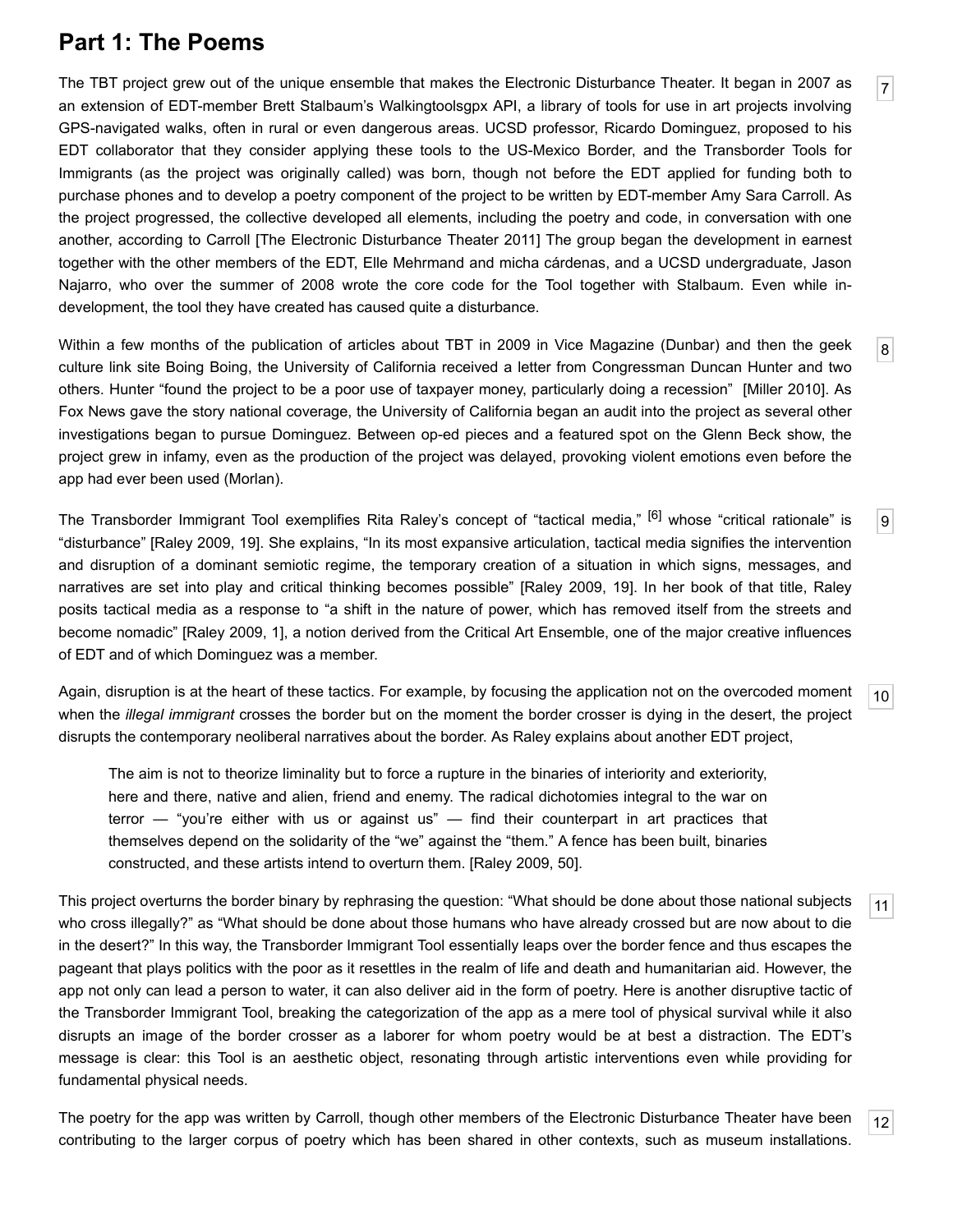## Part 1: The Poems

The TBT project grew out of the unique ensemble that makes the Electronic Disturbance Theater. It began in 2007 as an extension of EDT-member Brett Stalbaum's Walkingtoolsgpx API, a library of tools for use in art projects involving GPS-navigated walks, often in rural or even dangerous areas. UCSD professor, Ricardo Dominguez, proposed to his EDT collaborator that they consider applying these tools to the US-Mexico Border, and the Transborder Tools for Immigrants (as the project was originally called) was born, though not before the EDT applied for funding both to purchase phones and to develop a poetry component of the project to be written by EDT-member Amy Sara Carroll. As the project progressed, the collective developed all elements, including the poetry and code, in conversation with one another, according to Carroll [The Electronic Disturbance Theater 2011] The group began the development in earnest together with the other members of the EDT, Elle Mehrmand and micha cárdenas, and a UCSD undergraduate, Jason Najarro, who over the summer of 2008 wrote the core code for the Tool together with Stalbaum. Even while in-development, the tool they have created has caused quite a disturbance.

Within a few months of the publication of articles about TBT in 2009 in Vice Magazine (Dunbar) and then the geek culture link site Boing Boing, the University of California received a letter from Congressman Duncan Hunter and two others. Hunter "found the project to be a poor use of taxpayer money, particularly doing a recession" [Miller 2010]. As Fox News gave the story national coverage, the University of California began an audit into the project as several other investigations began to pursue Dominguez. Between op-ed pieces and a featured spot on the Glenn Beck show, the project grew in infamy, even as the production of the project was delayed, provoking violent emotions even before the app had ever been used (Morlan).

The Transborder Immigrant Tool exemplifies Rita Raley's concept of "tactical media," [6] whose "critical rationale" is "disturbance" [Raley 2009, 19]. She explains, "In its most expansive articulation, tactical media signifies the intervention and disruption of a dominant semiotic regime, the temporary creation of a situation in which signs, messages, and narratives are set into play and critical thinking becomes possible" [Raley 2009, 19]. In her book of that title, Raley posits tactical media as a response to "a shift in the nature of power, which has removed itself from the streets and become nomadic" [Raley 2009, 1], a notion derived from the Critical Art Ensemble, one of the major creative influences of EDT and of which Dominguez was a member.

Again, disruption is at the heart of these tactics. For example, by focusing the application not on the overcoded moment when the *illegal immigrant* crosses the border but on the moment the border crosser is dying in the desert, the project disrupts the contemporary neoliberal narratives about the border. As Raley explains about another EDT project,

> The aim is not to theorize liminality but to force a rupture in the binaries of interiority and exteriority, here and there, native and alien, friend and enemy. The radical dichotomies integral to the war on terror — "you're either with us or against us" — find their counterpart in art practices that themselves depend on the solidarity of the "we" against the "them." A fence has been built, binaries constructed, and these artists intend to overturn them. [Raley 2009, 50].

This project overturns the border binary by rephrasing the question: "What should be done about those national subjects who cross illegally?" as "What should be done about those humans who have already crossed but are now about to die in the desert?" In this way, the Transborder Immigrant Tool essentially leaps over the border fence and thus escapes the pageant that plays politics with the poor as it resettles in the realm of life and death and humanitarian aid. However, the app not only can lead a person to water, it can also deliver aid in the form of poetry. Here is another disruptive tactic of the Transborder Immigrant Tool, breaking the categorization of the app as a mere tool of physical survival while it also disrupts an image of the border crosser as a laborer for whom poetry would be at best a distraction. The EDT's message is clear: this Tool is an aesthetic object, resonating through artistic interventions even while providing for fundamental physical needs.

The poetry for the app was written by Carroll, though other members of the Electronic Disturbance Theater have been contributing to the larger corpus of poetry which has been shared in other contexts, such as museum installations.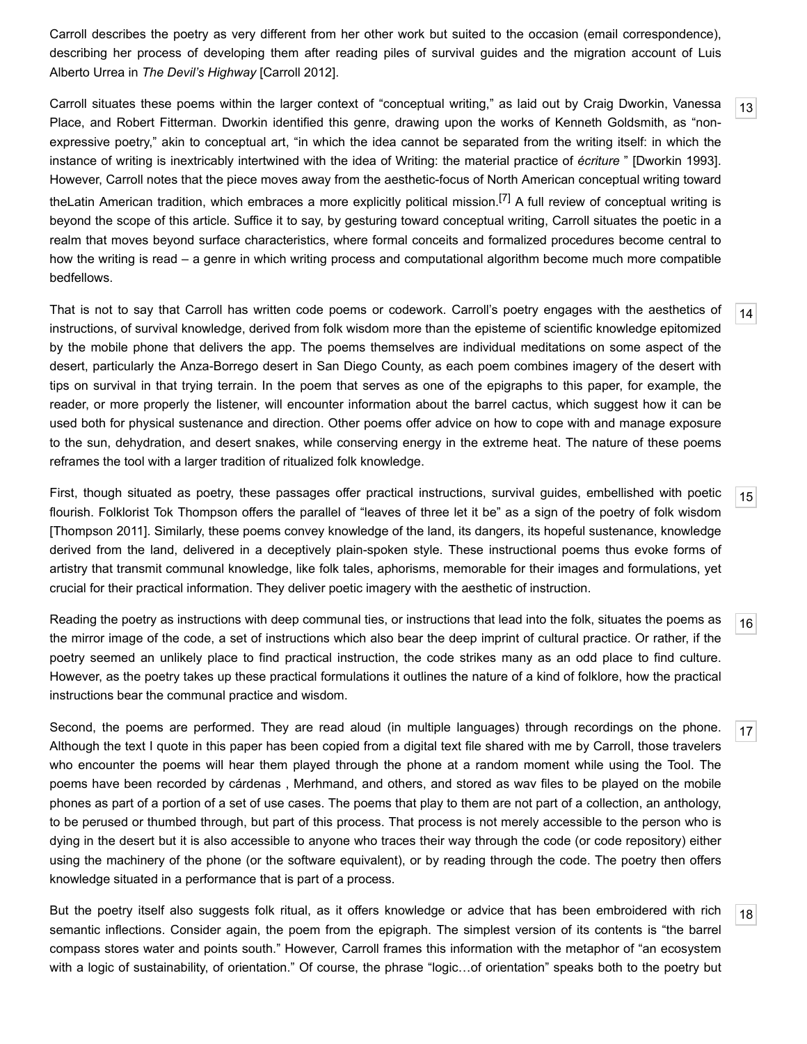Carroll describes the poetry as very different from her other work but suited to the occasion (email correspondence), describing her process of developing them after reading piles of survival guides and the migration account of Luis Alberto Urrea in *The Devil's Highway* [Carroll 2012].

Carroll situates these poems within the larger context of "conceptual writing," as laid out by Craig Dworkin, Vanessa Place, and Robert Fitterman. Dworkin identified this genre, drawing upon the works of Kenneth Goldsmith, as "non-expressive poetry," akin to conceptual art, "in which the idea cannot be separated from the writing itself: in which the instance of writing is inextricably intertwined with the idea of Writing: the material practice of *écriture* " [Dworkin 1993]. However, Carroll notes that the piece moves away from the aesthetic-focus of North American conceptual writing toward theLatin American tradition, which embraces a more explicitly political mission.[7] A full review of conceptual writing is beyond the scope of this article. Suffice it to say, by gesturing toward conceptual writing, Carroll situates the poetic in a realm that moves beyond surface characteristics, where formal conceits and formalized procedures become central to how the writing is read – a genre in which writing process and computational algorithm become much more compatible bedfellows.

That is not to say that Carroll has written code poems or codework. Carroll's poetry engages with the aesthetics of instructions, of survival knowledge, derived from folk wisdom more than the episteme of scientific knowledge epitomized by the mobile phone that delivers the app. The poems themselves are individual meditations on some aspect of the desert, particularly the Anza-Borrego desert in San Diego County, as each poem combines imagery of the desert with tips on survival in that trying terrain. In the poem that serves as one of the epigraphs to this paper, for example, the reader, or more properly the listener, will encounter information about the barrel cactus, which suggest how it can be used both for physical sustenance and direction. Other poems offer advice on how to cope with and manage exposure to the sun, dehydration, and desert snakes, while conserving energy in the extreme heat. The nature of these poems reframes the tool with a larger tradition of ritualized folk knowledge.

First, though situated as poetry, these passages offer practical instructions, survival guides, embellished with poetic flourish. Folklorist Tok Thompson offers the parallel of "leaves of three let it be" as a sign of the poetry of folk wisdom [Thompson 2011]. Similarly, these poems convey knowledge of the land, its dangers, its hopeful sustenance, knowledge derived from the land, delivered in a deceptively plain-spoken style. These instructional poems thus evoke forms of artistry that transmit communal knowledge, like folk tales, aphorisms, memorable for their images and formulations, yet crucial for their practical information. They deliver poetic imagery with the aesthetic of instruction.

Reading the poetry as instructions with deep communal ties, or instructions that lead into the folk, situates the poems as the mirror image of the code, a set of instructions which also bear the deep imprint of cultural practice. Or rather, if the poetry seemed an unlikely place to find practical instruction, the code strikes many as an odd place to find culture. However, as the poetry takes up these practical formulations it outlines the nature of a kind of folklore, how the practical instructions bear the communal practice and wisdom.

Second, the poems are performed. They are read aloud (in multiple languages) through recordings on the phone. Although the text I quote in this paper has been copied from a digital text file shared with me by Carroll, those travelers who encounter the poems will hear them played through the phone at a random moment while using the Tool. The poems have been recorded by cárdenas , Merhmand, and others, and stored as wav files to be played on the mobile phones as part of a portion of a set of use cases. The poems that play to them are not part of a collection, an anthology, to be perused or thumbed through, but part of this process. That process is not merely accessible to the person who is dying in the desert but it is also accessible to anyone who traces their way through the code (or code repository) either using the machinery of the phone (or the software equivalent), or by reading through the code. The poetry then offers knowledge situated in a performance that is part of a process.

But the poetry itself also suggests folk ritual, as it offers knowledge or advice that has been embroidered with rich semantic inflections. Consider again, the poem from the epigraph. The simplest version of its contents is "the barrel compass stores water and points south." However, Carroll frames this information with the metaphor of "an ecosystem with a logic of sustainability, of orientation." Of course, the phrase "logic…of orientation" speaks both to the poetry but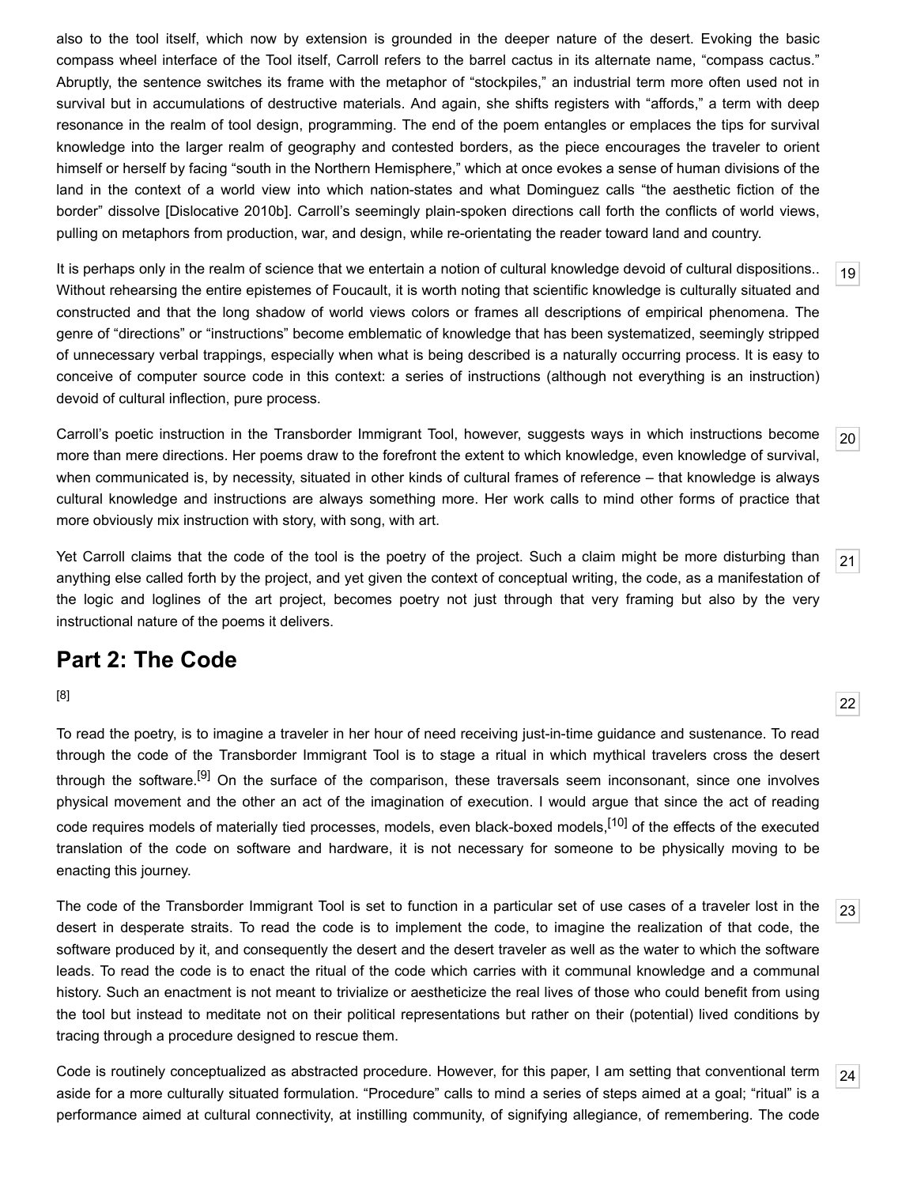also to the tool itself, which now by extension is grounded in the deeper nature of the desert. Evoking the basic compass wheel interface of the Tool itself, Carroll refers to the barrel cactus in its alternate name, "compass cactus." Abruptly, the sentence switches its frame with the metaphor of "stockpiles," an industrial term more often used not in survival but in accumulations of destructive materials. And again, she shifts registers with "affords," a term with deep resonance in the realm of tool design, programming. The end of the poem entangles or emplaces the tips for survival knowledge into the larger realm of geography and contested borders, as the piece encourages the traveler to orient himself or herself by facing "south in the Northern Hemisphere," which at once evokes a sense of human divisions of the land in the context of a world view into which nation-states and what Dominguez calls "the aesthetic fiction of the border" dissolve [Dislocative 2010b]. Carroll's seemingly plain-spoken directions call forth the conflicts of world views, pulling on metaphors from production, war, and design, while re-orientating the reader toward land and country.

19 It is perhaps only in the realm of science that we entertain a notion of cultural knowledge devoid of cultural dispositions.. Without rehearsing the entire epistemes of Foucault, it is worth noting that scientific knowledge is culturally situated and constructed and that the long shadow of world views colors or frames all descriptions of empirical phenomena. The genre of "directions" or "instructions" become emblematic of knowledge that has been systematized, seemingly stripped of unnecessary verbal trappings, especially when what is being described is a naturally occurring process. It is easy to conceive of computer source code in this context: a series of instructions (although not everything is an instruction) devoid of cultural inflection, pure process.

20 Carroll's poetic instruction in the Transborder Immigrant Tool, however, suggests ways in which instructions become more than mere directions. Her poems draw to the forefront the extent to which knowledge, even knowledge of survival, when communicated is, by necessity, situated in other kinds of cultural frames of reference – that knowledge is always cultural knowledge and instructions are always something more. Her work calls to mind other forms of practice that more obviously mix instruction with story, with song, with art.

21 Yet Carroll claims that the code of the tool is the poetry of the project. Such a claim might be more disturbing than anything else called forth by the project, and yet given the context of conceptual writing, the code, as a manifestation of the logic and loglines of the art project, becomes poetry not just through that very framing but also by the very instructional nature of the poems it delivers.

## Part 2: The Code

22 [8]

To read the poetry, is to imagine a traveler in her hour of need receiving just-in-time guidance and sustenance. To read through the code of the Transborder Immigrant Tool is to stage a ritual in which mythical travelers cross the desert through the software.[9] On the surface of the comparison, these traversals seem inconsonant, since one involves physical movement and the other an act of the imagination of execution. I would argue that since the act of reading code requires models of materially tied processes, models, even black-boxed models,[10] of the effects of the executed translation of the code on software and hardware, it is not necessary for someone to be physically moving to be enacting this journey.

23 The code of the Transborder Immigrant Tool is set to function in a particular set of use cases of a traveler lost in the desert in desperate straits. To read the code is to implement the code, to imagine the realization of that code, the software produced by it, and consequently the desert and the desert traveler as well as the water to which the software leads. To read the code is to enact the ritual of the code which carries with it communal knowledge and a communal history. Such an enactment is not meant to trivialize or aestheticize the real lives of those who could benefit from using the tool but instead to meditate not on their political representations but rather on their (potential) lived conditions by tracing through a procedure designed to rescue them.

24 Code is routinely conceptualized as abstracted procedure. However, for this paper, I am setting that conventional term aside for a more culturally situated formulation. "Procedure" calls to mind a series of steps aimed at a goal; "ritual" is a performance aimed at cultural connectivity, at instilling community, of signifying allegiance, of remembering. The code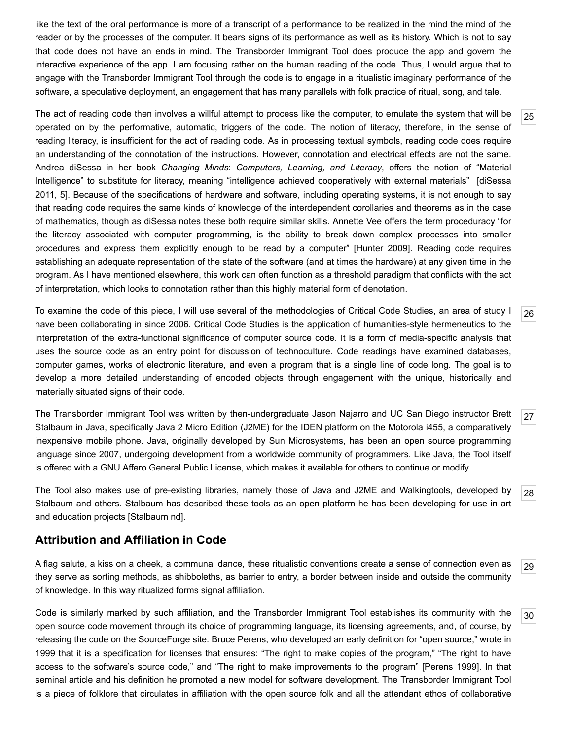like the text of the oral performance is more of a transcript of a performance to be realized in the mind the mind of the reader or by the processes of the computer. It bears signs of its performance as well as its history. Which is not to say that code does not have an ends in mind. The Transborder Immigrant Tool does produce the app and govern the interactive experience of the app. I am focusing rather on the human reading of the code. Thus, I would argue that to engage with the Transborder Immigrant Tool through the code is to engage in a ritualistic imaginary performance of the software, a speculative deployment, an engagement that has many parallels with folk practice of ritual, song, and tale.

The act of reading code then involves a willful attempt to process like the computer, to emulate the system that will be operated on by the performative, automatic, triggers of the code. The notion of literacy, therefore, in the sense of reading literacy, is insufficient for the act of reading code. As in processing textual symbols, reading code does require an understanding of the connotation of the instructions. However, connotation and electrical effects are not the same. Andrea diSessa in her book *Changing Minds*: *Computers, Learning, and Literacy*, offers the notion of "Material Intelligence" to substitute for literacy, meaning "intelligence achieved cooperatively with external materials" [diSessa 2011, 5]. Because of the specifications of hardware and software, including operating systems, it is not enough to say that reading code requires the same kinds of knowledge of the interdependent corollaries and theorems as in the case of mathematics, though as diSessa notes these both require similar skills. Annette Vee offers the term proceduracy "for the literacy associated with computer programming, is the ability to break down complex processes into smaller procedures and express them explicitly enough to be read by a computer" [Hunter 2009]. Reading code requires establishing an adequate representation of the state of the software (and at times the hardware) at any given time in the program. As I have mentioned elsewhere, this work can often function as a threshold paradigm that conflicts with the act of interpretation, which looks to connotation rather than this highly material form of denotation.

To examine the code of this piece, I will use several of the methodologies of Critical Code Studies, an area of study I have been collaborating in since 2006. Critical Code Studies is the application of humanities-style hermeneutics to the interpretation of the extra-functional significance of computer source code. It is a form of media-specific analysis that uses the source code as an entry point for discussion of technoculture. Code readings have examined databases, computer games, works of electronic literature, and even a program that is a single line of code long. The goal is to develop a more detailed understanding of encoded objects through engagement with the unique, historically and materially situated signs of their code.

The Transborder Immigrant Tool was written by then-undergraduate Jason Najarro and UC San Diego instructor Brett Stalbaum in Java, specifically Java 2 Micro Edition (J2ME) for the IDEN platform on the Motorola i455, a comparatively inexpensive mobile phone. Java, originally developed by Sun Microsystems, has been an open source programming language since 2007, undergoing development from a worldwide community of programmers. Like Java, the Tool itself is offered with a GNU Affero General Public License, which makes it available for others to continue or modify.

The Tool also makes use of pre-existing libraries, namely those of Java and J2ME and Walkingtools, developed by Stalbaum and others. Stalbaum has described these tools as an open platform he has been developing for use in art and education projects [Stalbaum nd].

## Attribution and Affiliation in Code

A flag salute, a kiss on a cheek, a communal dance, these ritualistic conventions create a sense of connection even as they serve as sorting methods, as shibboleths, as barrier to entry, a border between inside and outside the community of knowledge. In this way ritualized forms signal affiliation.

Code is similarly marked by such affiliation, and the Transborder Immigrant Tool establishes its community with the open source code movement through its choice of programming language, its licensing agreements, and, of course, by releasing the code on the SourceForge site. Bruce Perens, who developed an early definition for "open source," wrote in 1999 that it is a specification for licenses that ensures: "The right to make copies of the program," "The right to have access to the software's source code," and "The right to make improvements to the program" [Perens 1999]. In that seminal article and his definition he promoted a new model for software development. The Transborder Immigrant Tool is a piece of folklore that circulates in affiliation with the open source folk and all the attendant ethos of collaborative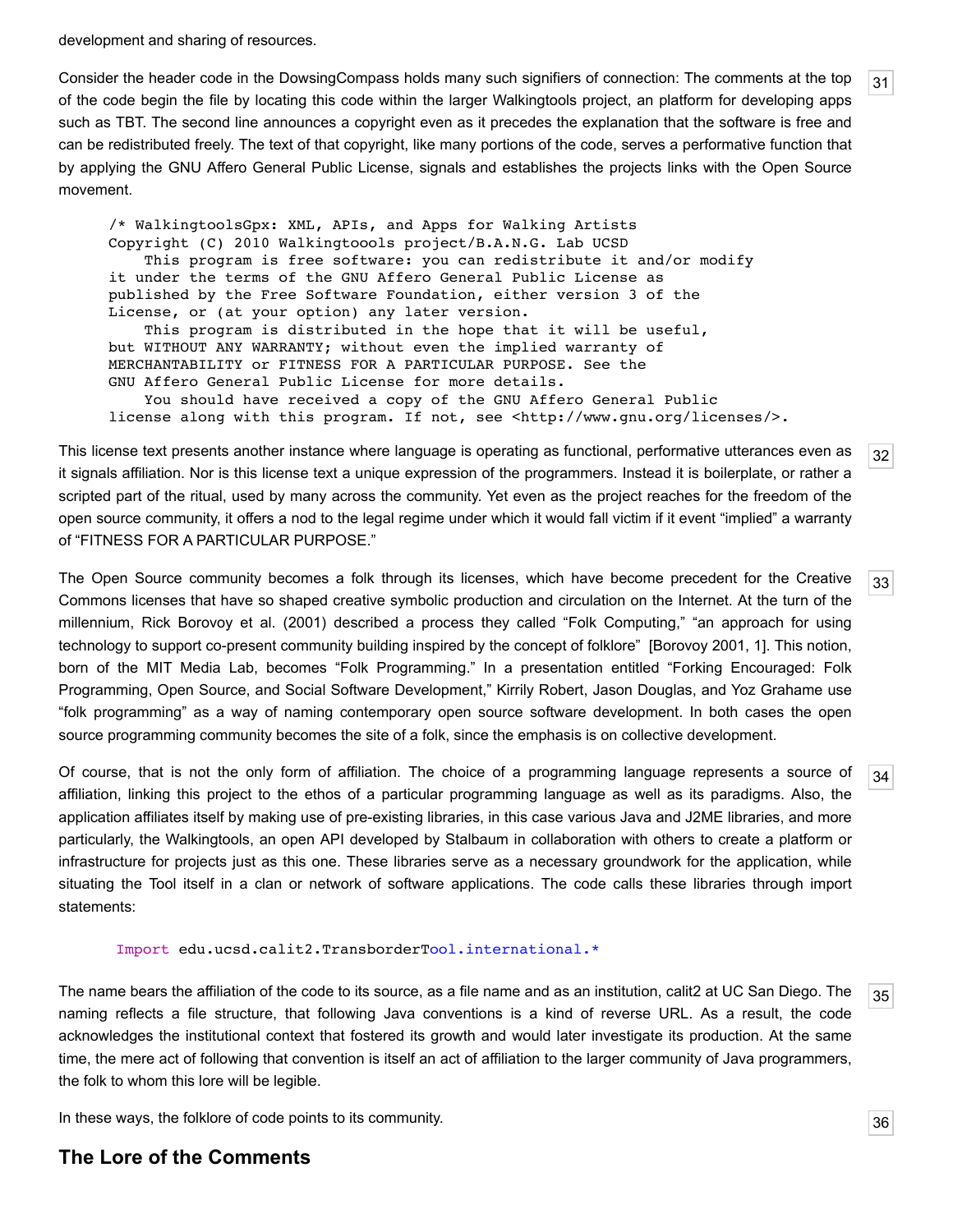development and sharing of resources.

Consider the header code in the DowsingCompass holds many such signifiers of connection: The comments at the top of the code begin the file by locating this code within the larger Walkingtools project, an platform for developing apps such as TBT. The second line announces a copyright even as it precedes the explanation that the software is free and can be redistributed freely. The text of that copyright, like many portions of the code, serves a performative function that by applying the GNU Affero General Public License, signals and establishes the projects links with the Open Source movement.

```
/* WalkingtoolsGpx: XML, APIs, and Apps for Walking Artists
Copyright (C) 2010 Walkingtoools project/B.A.N.G. Lab UCSD
    This program is free software: you can redistribute it and/or modify
it under the terms of the GNU Affero General Public License as
published by the Free Software Foundation, either version 3 of the
License, or (at your option) any later version.
    This program is distributed in the hope that it will be useful,
but WITHOUT ANY WARRANTY; without even the implied warranty of
MERCHANTABILITY or FITNESS FOR A PARTICULAR PURPOSE. See the
GNU Affero General Public License for more details.
    You should have received a copy of the GNU Affero General Public
license along with this program. If not, see <http://www.gnu.org/licenses/>.
```

This license text presents another instance where language is operating as functional, performative utterances even as it signals affiliation. Nor is this license text a unique expression of the programmers. Instead it is boilerplate, or rather a scripted part of the ritual, used by many across the community. Yet even as the project reaches for the freedom of the open source community, it offers a nod to the legal regime under which it would fall victim if it event "implied" a warranty of "FITNESS FOR A PARTICULAR PURPOSE."

The Open Source community becomes a folk through its licenses, which have become precedent for the Creative Commons licenses that have so shaped creative symbolic production and circulation on the Internet. At the turn of the millennium, Rick Borovoy et al. (2001) described a process they called "Folk Computing," "an approach for using technology to support co-present community building inspired by the concept of folklore" [Borovoy 2001, 1]. This notion, born of the MIT Media Lab, becomes "Folk Programming." In a presentation entitled "Forking Encouraged: Folk Programming, Open Source, and Social Software Development," Kirrily Robert, Jason Douglas, and Yoz Grahame use "folk programming" as a way of naming contemporary open source software development. In both cases the open source programming community becomes the site of a folk, since the emphasis is on collective development.

Of course, that is not the only form of affiliation. The choice of a programming language represents a source of affiliation, linking this project to the ethos of a particular programming language as well as its paradigms. Also, the application affiliates itself by making use of pre-existing libraries, in this case various Java and J2ME libraries, and more particularly, the Walkingtools, an open API developed by Stalbaum in collaboration with others to create a platform or infrastructure for projects just as this one. These libraries serve as a necessary groundwork for the application, while situating the Tool itself in a clan or network of software applications. The code calls these libraries through import statements:

```
Import edu.ucsd.calit2.TransborderTool.international.*
```

The name bears the affiliation of the code to its source, as a file name and as an institution, calit2 at UC San Diego. The naming reflects a file structure, that following Java conventions is a kind of reverse URL. As a result, the code acknowledges the institutional context that fostered its growth and would later investigate its production. At the same time, the mere act of following that convention is itself an act of affiliation to the larger community of Java programmers, the folk to whom this lore will be legible.

In these ways, the folklore of code points to its community.

## The Lore of the Comments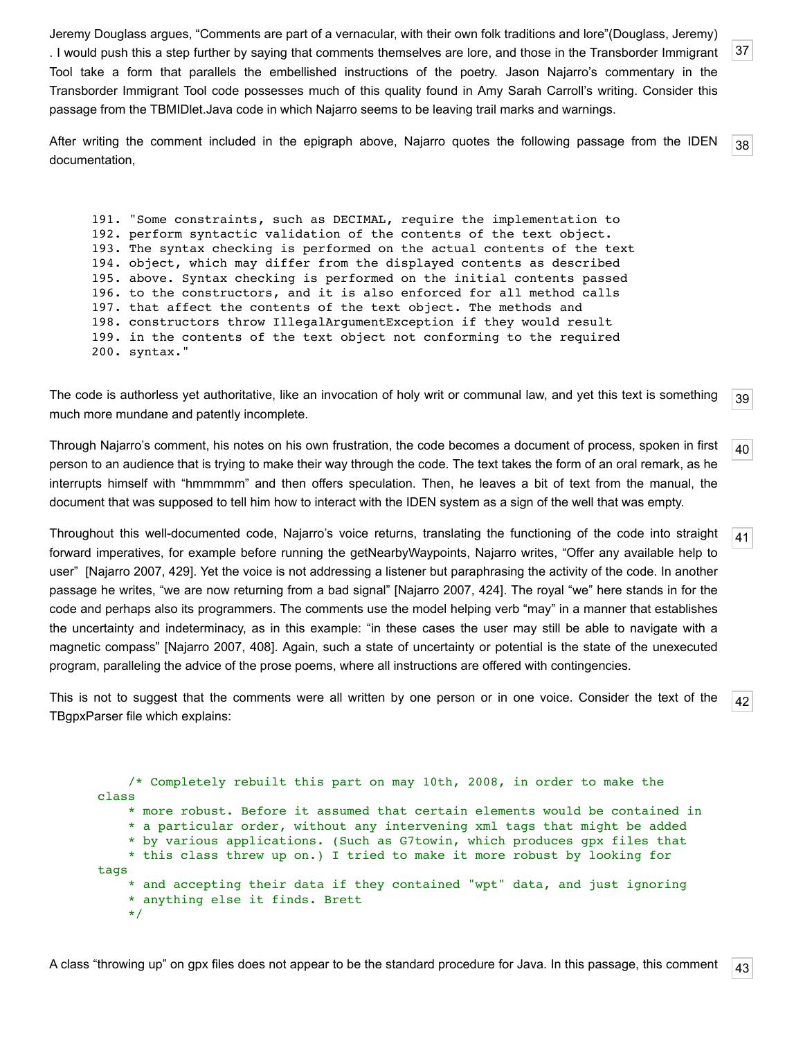Jeremy Douglass argues, “Comments are part of a vernacular, with their own folk traditions and lore”(Douglass, Jeremy) . I would push this a step further by saying that comments themselves are lore, and those in the Transborder Immigrant Tool take a form that parallels the embellished instructions of the poetry. Jason Najarro’s commentary in the Transborder Immigrant Tool code possesses much of this quality found in Amy Sarah Carroll’s writing. Consider this passage from the TBMIDlet.Java code in which Najarro seems to be leaving trail marks and warnings.

After writing the comment included in the epigraph above, Najarro quotes the following passage from the IDEN documentation,

```
191. "Some constraints, such as DECIMAL, require the implementation to
192. perform syntactic validation of the contents of the text object.
193. The syntax checking is performed on the actual contents of the text
194. object, which may differ from the displayed contents as described
195. above. Syntax checking is performed on the initial contents passed
196. to the constructors, and it is also enforced for all method calls
197. that affect the contents of the text object. The methods and
198. constructors throw IllegalArgumentException if they would result
199. in the contents of the text object not conforming to the required
200. syntax."
```

The code is authorless yet authoritative, like an invocation of holy writ or communal law, and yet this text is something much more mundane and patently incomplete.

Through Najarro’s comment, his notes on his own frustration, the code becomes a document of process, spoken in first person to an audience that is trying to make their way through the code. The text takes the form of an oral remark, as he interrupts himself with “hmmmmm” and then offers speculation. Then, he leaves a bit of text from the manual, the document that was supposed to tell him how to interact with the IDEN system as a sign of the well that was empty.

Throughout this well-documented code, Najarro’s voice returns, translating the functioning of the code into straight forward imperatives, for example before running the getNearbyWaypoints, Najarro writes, “Offer any available help to user” [Najarro 2007, 429]. Yet the voice is not addressing a listener but paraphrasing the activity of the code. In another passage he writes, “we are now returning from a bad signal” [Najarro 2007, 424]. The royal “we” here stands in for the code and perhaps also its programmers. The comments use the model helping verb “may” in a manner that establishes the uncertainty and indeterminacy, as in this example: “in these cases the user may still be able to navigate with a magnetic compass” [Najarro 2007, 408]. Again, such a state of uncertainty or potential is the state of the unexecuted program, paralleling the advice of the prose poems, where all instructions are offered with contingencies.

This is not to suggest that the comments were all written by one person or in one voice. Consider the text of the TBgpxParser file which explains:

```
    /* Completely rebuilt this part on may 10th, 2008, in order to make the
class
     * more robust. Before it assumed that certain elements would be contained in
     * a particular order, without any intervening xml tags that might be added
     * by various applications. (Such as G7towin, which produces gpx files that
     * this class threw up on.) I tried to make it more robust by looking for
tags
     * and accepting their data if they contained "wpt" data, and just ignoring
     * anything else it finds. Brett
     */
```

A class “throwing up” on gpx files does not appear to be the standard procedure for Java. In this passage, this comment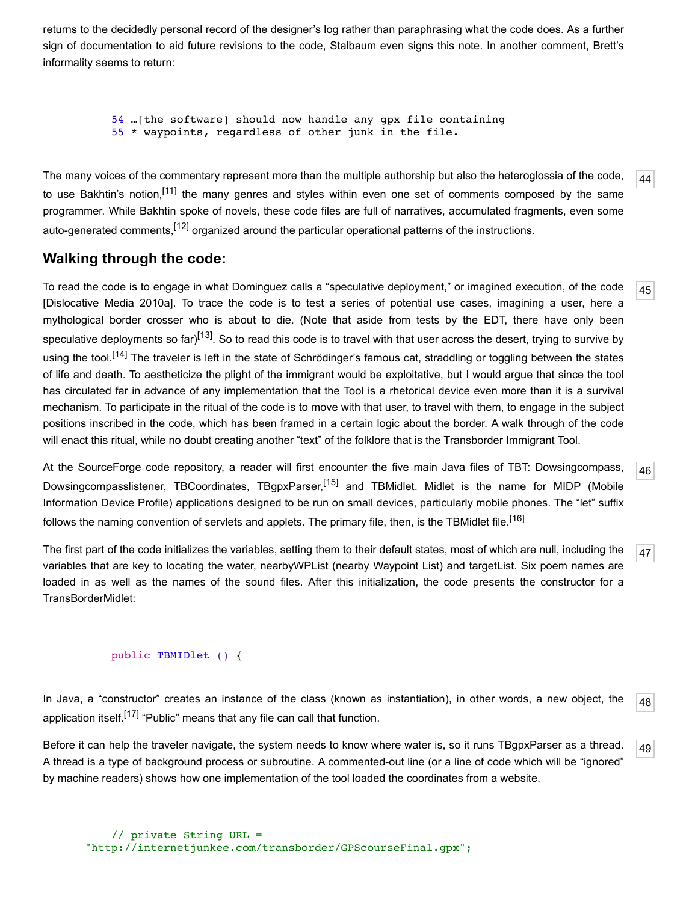returns to the decidedly personal record of the designer's log rather than paraphrasing what the code does. As a further sign of documentation to aid future revisions to the code, Stalbaum even signs this note. In another comment, Brett's informality seems to return:

```
54 …[the software] should now handle any gpx file containing
55 * waypoints, regardless of other junk in the file.
```

44

The many voices of the commentary represent more than the multiple authorship but also the heteroglossia of the code, to use Bakhtin's notion,[11] the many genres and styles within even one set of comments composed by the same programmer. While Bakhtin spoke of novels, these code files are full of narratives, accumulated fragments, even some auto-generated comments,[12] organized around the particular operational patterns of the instructions.

## Walking through the code:

45

To read the code is to engage in what Dominguez calls a "speculative deployment," or imagined execution, of the code [Dislocative Media 2010a]. To trace the code is to test a series of potential use cases, imagining a user, here a mythological border crosser who is about to die. (Note that aside from tests by the EDT, there have only been speculative deployments so far)[13]. So to read this code is to travel with that user across the desert, trying to survive by using the tool.[14] The traveler is left in the state of Schrödinger's famous cat, straddling or toggling between the states of life and death. To aestheticize the plight of the immigrant would be exploitative, but I would argue that since the tool has circulated far in advance of any implementation that the Tool is a rhetorical device even more than it is a survival mechanism. To participate in the ritual of the code is to move with that user, to travel with them, to engage in the subject positions inscribed in the code, which has been framed in a certain logic about the border. A walk through of the code will enact this ritual, while no doubt creating another "text" of the folklore that is the Transborder Immigrant Tool.

46

At the SourceForge code repository, a reader will first encounter the five main Java files of TBT: Dowsingcompass, Dowsingcompasslistener, TBCoordinates, TBgpxParser,[15] and TBMidlet. Midlet is the name for MIDP (Mobile Information Device Profile) applications designed to be run on small devices, particularly mobile phones. The "let" suffix follows the naming convention of servlets and applets. The primary file, then, is the TBMidlet file.[16]

47

The first part of the code initializes the variables, setting them to their default states, most of which are null, including the variables that are key to locating the water, nearbyWPList (nearby Waypoint List) and targetList. Six poem names are loaded in as well as the names of the sound files. After this initialization, the code presents the constructor for a TransBorderMidlet:

```
public TBMIDlet () {
```

48

In Java, a "constructor" creates an instance of the class (known as instantiation), in other words, a new object, the application itself.[17] "Public" means that any file can call that function.

49

Before it can help the traveler navigate, the system needs to know where water is, so it runs TBgpxParser as a thread. A thread is a type of background process or subroutine. A commented-out line (or a line of code which will be "ignored" by machine readers) shows how one implementation of the tool loaded the coordinates from a website.

```
// private String URL =
"http://internetjunkee.com/transborder/GPScourseFinal.gpx";
```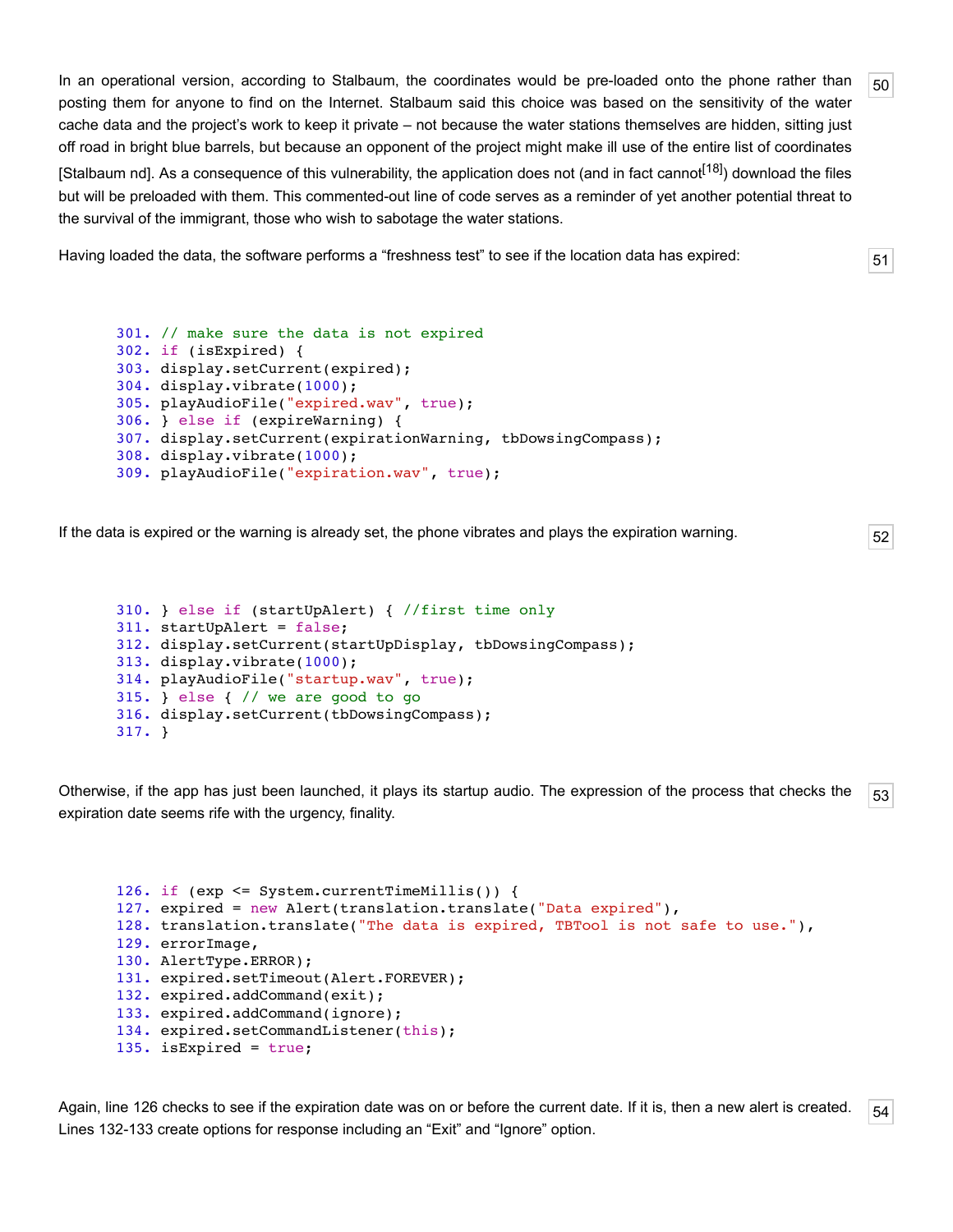In an operational version, according to Stalbaum, the coordinates would be pre-loaded onto the phone rather than posting them for anyone to find on the Internet. Stalbaum said this choice was based on the sensitivity of the water cache data and the project's work to keep it private – not because the water stations themselves are hidden, sitting just off road in bright blue barrels, but because an opponent of the project might make ill use of the entire list of coordinates [Stalbaum nd]. As a consequence of this vulnerability, the application does not (and in fact cannot[18]) download the files but will be preloaded with them. This commented-out line of code serves as a reminder of yet another potential threat to the survival of the immigrant, those who wish to sabotage the water stations.

Having loaded the data, the software performs a "freshness test" to see if the location data has expired:

```
301. // make sure the data is not expired
302. if (isExpired) {
303. display.setCurrent(expired);
304. display.vibrate(1000);
305. playAudioFile("expired.wav", true);
306. } else if (expireWarning) {
307. display.setCurrent(expirationWarning, tbDowsingCompass);
308. display.vibrate(1000);
309. playAudioFile("expiration.wav", true);
```

If the data is expired or the warning is already set, the phone vibrates and plays the expiration warning.

```
310. } else if (startUpAlert) { //first time only
311. startUpAlert = false;
312. display.setCurrent(startUpDisplay, tbDowsingCompass);
313. display.vibrate(1000);
314. playAudioFile("startup.wav", true);
315. } else { // we are good to go
316. display.setCurrent(tbDowsingCompass);
317. }
```

Otherwise, if the app has just been launched, it plays its startup audio. The expression of the process that checks the expiration date seems rife with the urgency, finality.

```
126. if (exp <= System.currentTimeMillis()) {
127. expired = new Alert(translation.translate("Data expired"),
128. translation.translate("The data is expired, TBTool is not safe to use."),
129. errorImage,
130. AlertType.ERROR);
131. expired.setTimeout(Alert.FOREVER);
132. expired.addCommand(exit);
133. expired.addCommand(ignore);
134. expired.setCommandListener(this);
135. isExpired = true;
```

Again, line 126 checks to see if the expiration date was on or before the current date. If it is, then a new alert is created. Lines 132-133 create options for response including an "Exit" and "Ignore" option.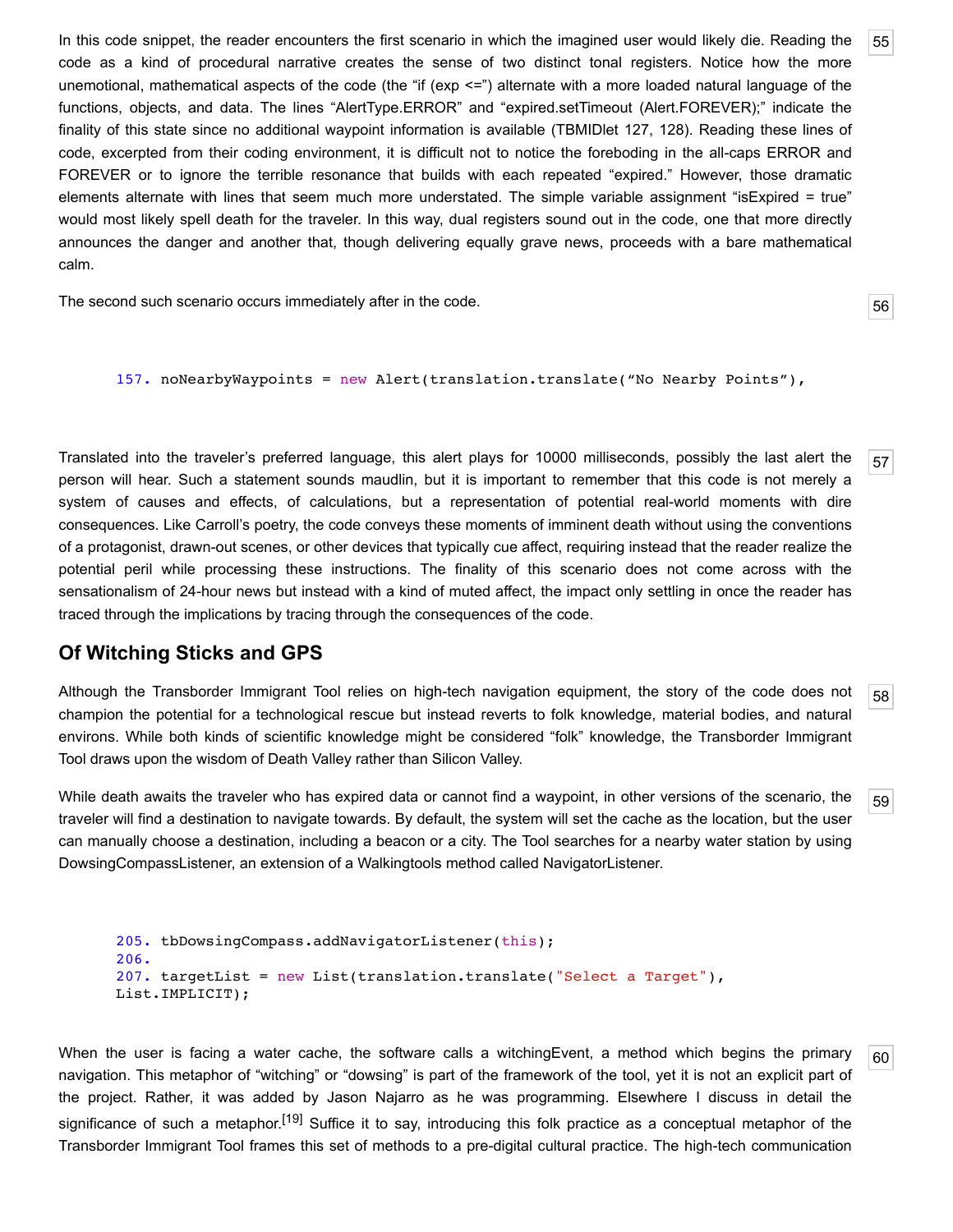In this code snippet, the reader encounters the first scenario in which the imagined user would likely die. Reading the code as a kind of procedural narrative creates the sense of two distinct tonal registers. Notice how the more unemotional, mathematical aspects of the code (the "if (exp <=") alternate with a more loaded natural language of the functions, objects, and data. The lines "AlertType.ERROR" and "expired.setTimeout (Alert.FOREVER);" indicate the finality of this state since no additional waypoint information is available (TBMIDlet 127, 128). Reading these lines of code, excerpted from their coding environment, it is difficult not to notice the foreboding in the all-caps ERROR and FOREVER or to ignore the terrible resonance that builds with each repeated "expired." However, those dramatic elements alternate with lines that seem much more understated. The simple variable assignment "isExpired = true" would most likely spell death for the traveler. In this way, dual registers sound out in the code, one that more directly announces the danger and another that, though delivering equally grave news, proceeds with a bare mathematical calm.

The second such scenario occurs immediately after in the code.

```
157. noNearbyWaypoints = new Alert(translation.translate("No Nearby Points"),
```

Translated into the traveler's preferred language, this alert plays for 10000 milliseconds, possibly the last alert the person will hear. Such a statement sounds maudlin, but it is important to remember that this code is not merely a system of causes and effects, of calculations, but a representation of potential real-world moments with dire consequences. Like Carroll's poetry, the code conveys these moments of imminent death without using the conventions of a protagonist, drawn-out scenes, or other devices that typically cue affect, requiring instead that the reader realize the potential peril while processing these instructions. The finality of this scenario does not come across with the sensationalism of 24-hour news but instead with a kind of muted affect, the impact only settling in once the reader has traced through the implications by tracing through the consequences of the code.

## Of Witching Sticks and GPS

Although the Transborder Immigrant Tool relies on high-tech navigation equipment, the story of the code does not champion the potential for a technological rescue but instead reverts to folk knowledge, material bodies, and natural environs. While both kinds of scientific knowledge might be considered "folk" knowledge, the Transborder Immigrant Tool draws upon the wisdom of Death Valley rather than Silicon Valley.

While death awaits the traveler who has expired data or cannot find a waypoint, in other versions of the scenario, the traveler will find a destination to navigate towards. By default, the system will set the cache as the location, but the user can manually choose a destination, including a beacon or a city. The Tool searches for a nearby water station by using DowsingCompassListener, an extension of a Walkingtools method called NavigatorListener.

```
205. tbDowsingCompass.addNavigatorListener(this);
206.
207. targetList = new List(translation.translate("Select a Target"),
List.IMPLICIT);
```

When the user is facing a water cache, the software calls a witchingEvent, a method which begins the primary navigation. This metaphor of "witching" or "dowsing" is part of the framework of the tool, yet it is not an explicit part of the project. Rather, it was added by Jason Najarro as he was programming. Elsewhere I discuss in detail the significance of such a metaphor.[19] Suffice it to say, introducing this folk practice as a conceptual metaphor of the Transborder Immigrant Tool frames this set of methods to a pre-digital cultural practice. The high-tech communication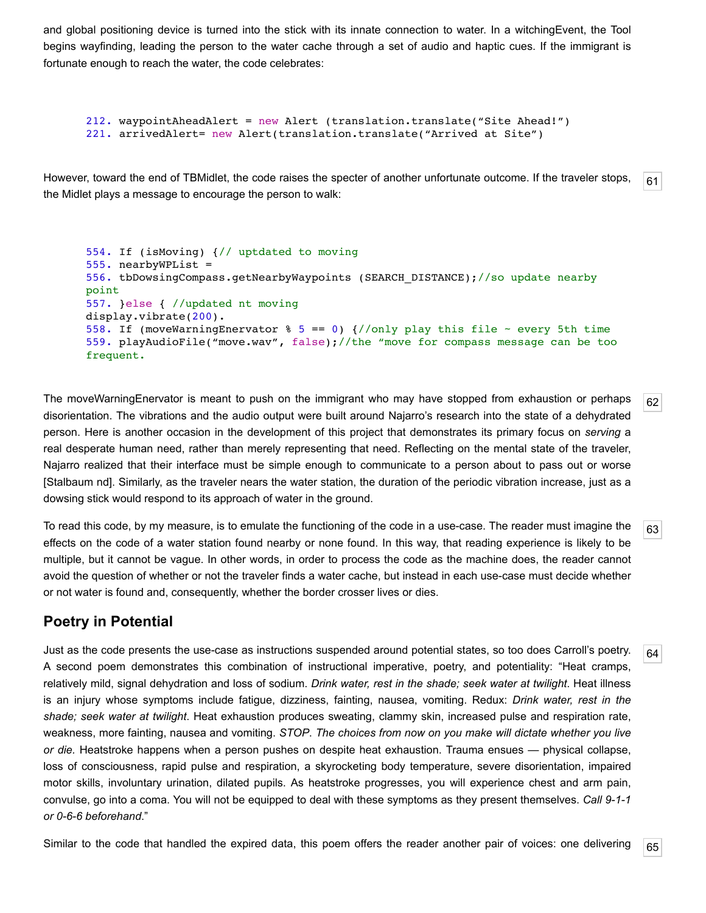and global positioning device is turned into the stick with its innate connection to water. In a witchingEvent, the Tool begins wayfinding, leading the person to the water cache through a set of audio and haptic cues. If the immigrant is fortunate enough to reach the water, the code celebrates:

```
212. waypointAheadAlert = new Alert (translation.translate(“Site Ahead!”)
221. arrivedAlert= new Alert(translation.translate(“Arrived at Site”)
```

However, toward the end of TBMidlet, the code raises the specter of another unfortunate outcome. If the traveler stops, the Midlet plays a message to encourage the person to walk:

```
554. If (isMoving) {// uptdated to moving
555. nearbyWPList =
556. tbDowsingCompass.getNearbyWaypoints (SEARCH_DISTANCE);//so update nearby
point
557. }else { //updated nt moving
display.vibrate(200).
558. If (moveWarningEnervator % 5 == 0) {//only play this file ~ every 5th time
559. playAudioFile(“move.wav”, false);//the “move for compass message can be too
frequent.
```

The moveWarningEnervator is meant to push on the immigrant who may have stopped from exhaustion or perhaps disorientation. The vibrations and the audio output were built around Najarro’s research into the state of a dehydrated person. Here is another occasion in the development of this project that demonstrates its primary focus on *serving* a real desperate human need, rather than merely representing that need. Reflecting on the mental state of the traveler, Najarro realized that their interface must be simple enough to communicate to a person about to pass out or worse [Stalbaum nd]. Similarly, as the traveler nears the water station, the duration of the periodic vibration increase, just as a dowsing stick would respond to its approach of water in the ground.

To read this code, by my measure, is to emulate the functioning of the code in a use-case. The reader must imagine the effects on the code of a water station found nearby or none found. In this way, that reading experience is likely to be multiple, but it cannot be vague. In other words, in order to process the code as the machine does, the reader cannot avoid the question of whether or not the traveler finds a water cache, but instead in each use-case must decide whether or not water is found and, consequently, whether the border crosser lives or dies.

## Poetry in Potential

Just as the code presents the use-case as instructions suspended around potential states, so too does Carroll’s poetry. A second poem demonstrates this combination of instructional imperative, poetry, and potentiality: “Heat cramps, relatively mild, signal dehydration and loss of sodium. *Drink water, rest in the shade; seek water at twilight*. Heat illness is an injury whose symptoms include fatigue, dizziness, fainting, nausea, vomiting. Redux: *Drink water, rest in the shade; seek water at twilight*. Heat exhaustion produces sweating, clammy skin, increased pulse and respiration rate, weakness, more fainting, nausea and vomiting. *STOP. The choices from now on you make will dictate whether you live or die.* Heatstroke happens when a person pushes on despite heat exhaustion. Trauma ensues — physical collapse, loss of consciousness, rapid pulse and respiration, a skyrocketing body temperature, severe disorientation, impaired motor skills, involuntary urination, dilated pupils. As heatstroke progresses, you will experience chest and arm pain, convulse, go into a coma. You will not be equipped to deal with these symptoms as they present themselves. *Call 9-1-1 or 0-6-6 beforehand*.”

Similar to the code that handled the expired data, this poem offers the reader another pair of voices: one delivering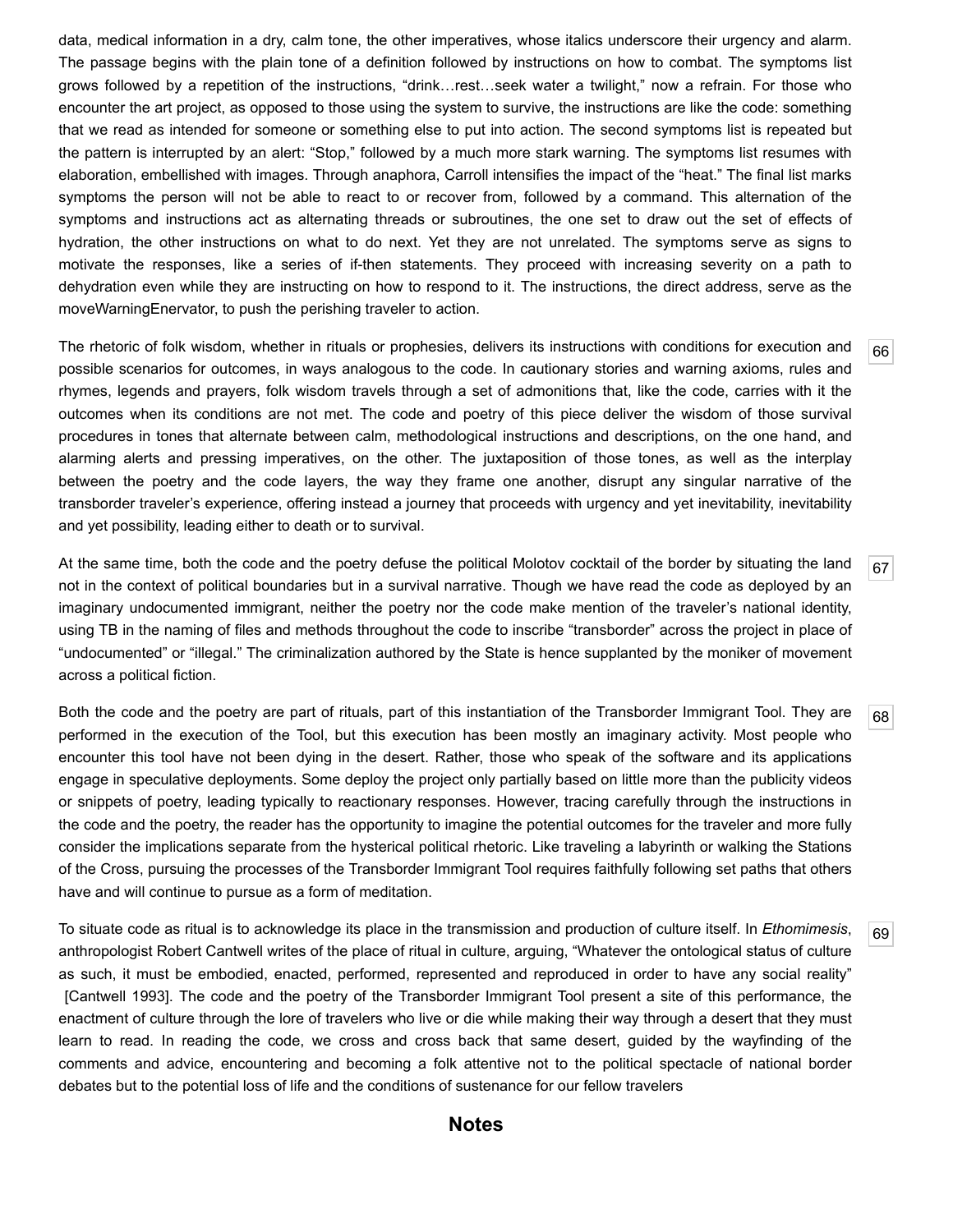data, medical information in a dry, calm tone, the other imperatives, whose italics underscore their urgency and alarm. The passage begins with the plain tone of a definition followed by instructions on how to combat. The symptoms list grows followed by a repetition of the instructions, “drink…rest…seek water a twilight,” now a refrain. For those who encounter the art project, as opposed to those using the system to survive, the instructions are like the code: something that we read as intended for someone or something else to put into action. The second symptoms list is repeated but the pattern is interrupted by an alert: “Stop,” followed by a much more stark warning. The symptoms list resumes with elaboration, embellished with images. Through anaphora, Carroll intensifies the impact of the “heat.” The final list marks symptoms the person will not be able to react to or recover from, followed by a command. This alternation of the symptoms and instructions act as alternating threads or subroutines, the one set to draw out the set of effects of hydration, the other instructions on what to do next. Yet they are not unrelated. The symptoms serve as signs to motivate the responses, like a series of if-then statements. They proceed with increasing severity on a path to dehydration even while they are instructing on how to respond to it. The instructions, the direct address, serve as the moveWarningEnervator, to push the perishing traveler to action.

66 The rhetoric of folk wisdom, whether in rituals or prophesies, delivers its instructions with conditions for execution and possible scenarios for outcomes, in ways analogous to the code. In cautionary stories and warning axioms, rules and rhymes, legends and prayers, folk wisdom travels through a set of admonitions that, like the code, carries with it the outcomes when its conditions are not met. The code and poetry of this piece deliver the wisdom of those survival procedures in tones that alternate between calm, methodological instructions and descriptions, on the one hand, and alarming alerts and pressing imperatives, on the other. The juxtaposition of those tones, as well as the interplay between the poetry and the code layers, the way they frame one another, disrupt any singular narrative of the transborder traveler’s experience, offering instead a journey that proceeds with urgency and yet inevitability, inevitability and yet possibility, leading either to death or to survival.

67 At the same time, both the code and the poetry defuse the political Molotov cocktail of the border by situating the land not in the context of political boundaries but in a survival narrative. Though we have read the code as deployed by an imaginary undocumented immigrant, neither the poetry nor the code make mention of the traveler’s national identity, using TB in the naming of files and methods throughout the code to inscribe “transborder” across the project in place of “undocumented” or “illegal.” The criminalization authored by the State is hence supplanted by the moniker of movement across a political fiction.

68 Both the code and the poetry are part of rituals, part of this instantiation of the Transborder Immigrant Tool. They are performed in the execution of the Tool, but this execution has been mostly an imaginary activity. Most people who encounter this tool have not been dying in the desert. Rather, those who speak of the software and its applications engage in speculative deployments. Some deploy the project only partially based on little more than the publicity videos or snippets of poetry, leading typically to reactionary responses. However, tracing carefully through the instructions in the code and the poetry, the reader has the opportunity to imagine the potential outcomes for the traveler and more fully consider the implications separate from the hysterical political rhetoric. Like traveling a labyrinth or walking the Stations of the Cross, pursuing the processes of the Transborder Immigrant Tool requires faithfully following set paths that others have and will continue to pursue as a form of meditation.

69 To situate code as ritual is to acknowledge its place in the transmission and production of culture itself. In *Ethomimesis*, anthropologist Robert Cantwell writes of the place of ritual in culture, arguing, “Whatever the ontological status of culture as such, it must be embodied, enacted, performed, represented and reproduced in order to have any social reality” [Cantwell 1993]. The code and the poetry of the Transborder Immigrant Tool present a site of this performance, the enactment of culture through the lore of travelers who live or die while making their way through a desert that they must learn to read. In reading the code, we cross and cross back that same desert, guided by the wayfinding of the comments and advice, encountering and becoming a folk attentive not to the political spectacle of national border debates but to the potential loss of life and the conditions of sustenance for our fellow travelers

## Notes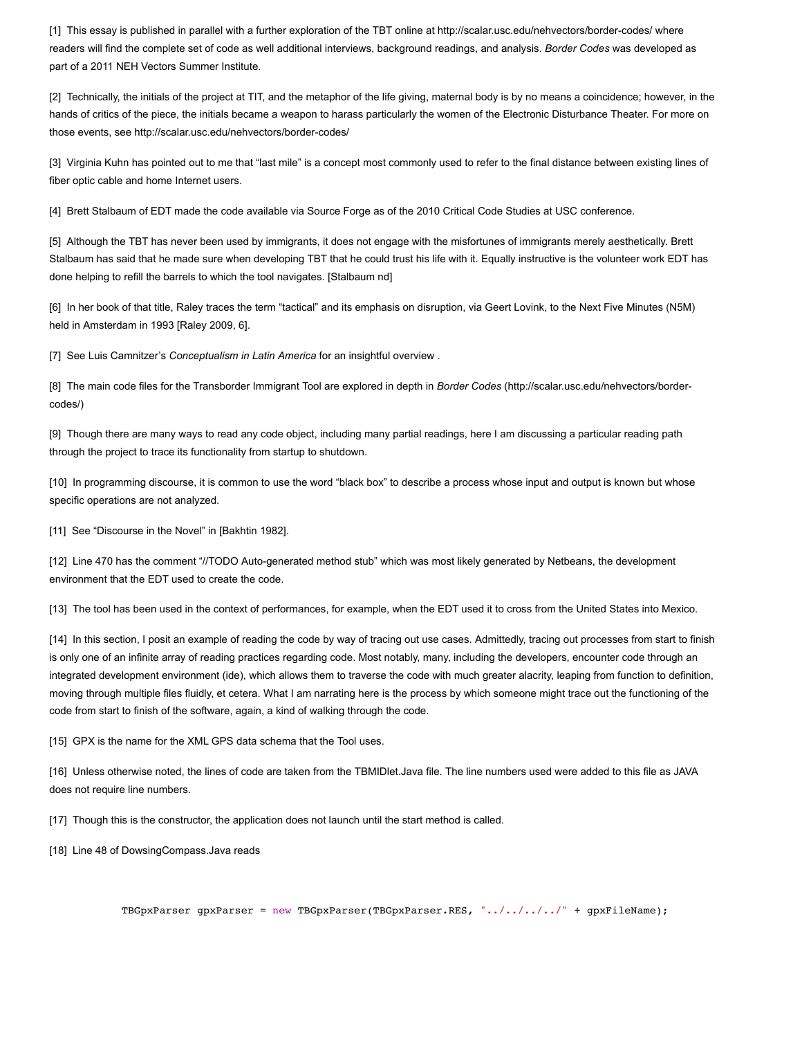[1] This essay is published in parallel with a further exploration of the TBT online at http://scalar.usc.edu/nehvectors/border-codes/ where readers will find the complete set of code as well additional interviews, background readings, and analysis. *Border Codes* was developed as part of a 2011 NEH Vectors Summer Institute.

[2] Technically, the initials of the project at TIT, and the metaphor of the life giving, maternal body is by no means a coincidence; however, in the hands of critics of the piece, the initials became a weapon to harass particularly the women of the Electronic Disturbance Theater. For more on those events, see http://scalar.usc.edu/nehvectors/border-codes/

[3] Virginia Kuhn has pointed out to me that "last mile" is a concept most commonly used to refer to the final distance between existing lines of fiber optic cable and home Internet users.

[4] Brett Stalbaum of EDT made the code available via Source Forge as of the 2010 Critical Code Studies at USC conference.

[5] Although the TBT has never been used by immigrants, it does not engage with the misfortunes of immigrants merely aesthetically. Brett Stalbaum has said that he made sure when developing TBT that he could trust his life with it. Equally instructive is the volunteer work EDT has done helping to refill the barrels to which the tool navigates. [Stalbaum nd]

[6] In her book of that title, Raley traces the term "tactical" and its emphasis on disruption, via Geert Lovink, to the Next Five Minutes (N5M) held in Amsterdam in 1993 [Raley 2009, 6].

[7] See Luis Camnitzer's *Conceptualism in Latin America* for an insightful overview .

[8] The main code files for the Transborder Immigrant Tool are explored in depth in *Border Codes* (http://scalar.usc.edu/nehvectors/border-codes/)

[9] Though there are many ways to read any code object, including many partial readings, here I am discussing a particular reading path through the project to trace its functionality from startup to shutdown.

[10] In programming discourse, it is common to use the word "black box" to describe a process whose input and output is known but whose specific operations are not analyzed.

[11] See "Discourse in the Novel" in [Bakhtin 1982].

[12] Line 470 has the comment "//TODO Auto-generated method stub" which was most likely generated by Netbeans, the development environment that the EDT used to create the code.

[13] The tool has been used in the context of performances, for example, when the EDT used it to cross from the United States into Mexico.

[14] In this section, I posit an example of reading the code by way of tracing out use cases. Admittedly, tracing out processes from start to finish is only one of an infinite array of reading practices regarding code. Most notably, many, including the developers, encounter code through an integrated development environment (ide), which allows them to traverse the code with much greater alacrity, leaping from function to definition, moving through multiple files fluidly, et cetera. What I am narrating here is the process by which someone might trace out the functioning of the code from start to finish of the software, again, a kind of walking through the code.

[15] GPX is the name for the XML GPS data schema that the Tool uses.

[16] Unless otherwise noted, the lines of code are taken from the TBMIDlet.Java file. The line numbers used were added to this file as JAVA does not require line numbers.

[17] Though this is the constructor, the application does not launch until the start method is called.

[18] Line 48 of DowsingCompass.Java reads

```
TBGpxParser gpxParser = new TBGpxParser(TBGpxParser.RES, "../../../../" + gpxFileName);
```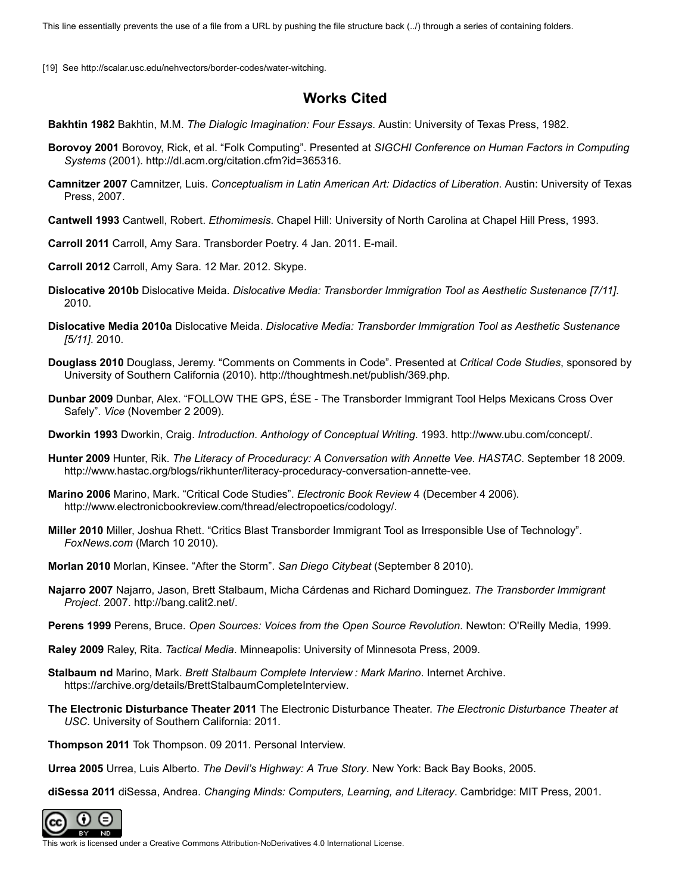This line essentially prevents the use of a file from a URL by pushing the file structure back (../) through a series of containing folders.

[19] See http://scalar.usc.edu/nehvectors/border-codes/water-witching.

## Works Cited

**Bakhtin 1982** Bakhtin, M.M. *The Dialogic Imagination: Four Essays.* Austin: University of Texas Press, 1982.

**Borovoy 2001** Borovoy, Rick, et al. “Folk Computing”. Presented at *SIGCHI Conference on Human Factors in Computing Systems* (2001). http://dl.acm.org/citation.cfm?id=365316.

**Camnitzer 2007** Camnitzer, Luis. *Conceptualism in Latin American Art: Didactics of Liberation*. Austin: University of Texas Press, 2007.

**Cantwell 1993** Cantwell, Robert. *Ethomimesis*. Chapel Hill: University of North Carolina at Chapel Hill Press, 1993.

**Carroll 2011** Carroll, Amy Sara. Transborder Poetry. 4 Jan. 2011. E-mail.

**Carroll 2012** Carroll, Amy Sara. 12 Mar. 2012. Skype.

**Dislocative 2010b** Dislocative Meida. *Dislocative Media: Transborder Immigration Tool as Aesthetic Sustenance [7/11]*. 2010.

**Dislocative Media 2010a** Dislocative Meida. *Dislocative Media: Transborder Immigration Tool as Aesthetic Sustenance [5/11]*. 2010.

**Douglass 2010** Douglass, Jeremy. “Comments on Comments in Code”. Presented at *Critical Code Studies*, sponsored by University of Southern California (2010). http://thoughtmesh.net/publish/369.php.

**Dunbar 2009** Dunbar, Alex. “FOLLOW THE GPS, ÉSE - The Transborder Immigrant Tool Helps Mexicans Cross Over Safely”. *Vice* (November 2 2009).

**Dworkin 1993** Dworkin, Craig. *Introduction*. *Anthology of Conceptual Writing*. 1993. http://www.ubu.com/concept/.

**Hunter 2009** Hunter, Rik. *The Literacy of Proceduracy: A Conversation with Annette Vee*. *HASTAC*. September 18 2009. http://www.hastac.org/blogs/rikhunter/literacy-proceduracy-conversation-annette-vee.

**Marino 2006** Marino, Mark. “Critical Code Studies”. *Electronic Book Review* 4 (December 4 2006). http://www.electronicbookreview.com/thread/electropoetics/codology/.

**Miller 2010** Miller, Joshua Rhett. “Critics Blast Transborder Immigrant Tool as Irresponsible Use of Technology”. *FoxNews.com* (March 10 2010).

**Morlan 2010** Morlan, Kinsee. “After the Storm”. *San Diego Citybeat* (September 8 2010).

**Najarro 2007** Najarro, Jason, Brett Stalbaum, Micha Cárdenas and Richard Dominguez. *The Transborder Immigrant Project*. 2007. http://bang.calit2.net/.

**Perens 1999** Perens, Bruce. *Open Sources: Voices from the Open Source Revolution*. Newton: O'Reilly Media, 1999.

**Raley 2009** Raley, Rita. *Tactical Media*. Minneapolis: University of Minnesota Press, 2009.

**Stalbaum nd** Marino, Mark. *Brett Stalbaum Complete Interview : Mark Marino*. Internet Archive. https://archive.org/details/BrettStalbaumCompleteInterview.

**The Electronic Disturbance Theater 2011** The Electronic Disturbance Theater. *The Electronic Disturbance Theater at USC*. University of Southern California: 2011.

**Thompson 2011** Tok Thompson. 09 2011. Personal Interview.

**Urrea 2005** Urrea, Luis Alberto. *The Devil’s Highway: A True Story*. New York: Back Bay Books, 2005.

**diSessa 2011** diSessa, Andrea. *Changing Minds: Computers, Learning, and Literacy*. Cambridge: MIT Press, 2001.

This work is licensed under a Creative Commons Attribution-NoDerivatives 4.0 International License.